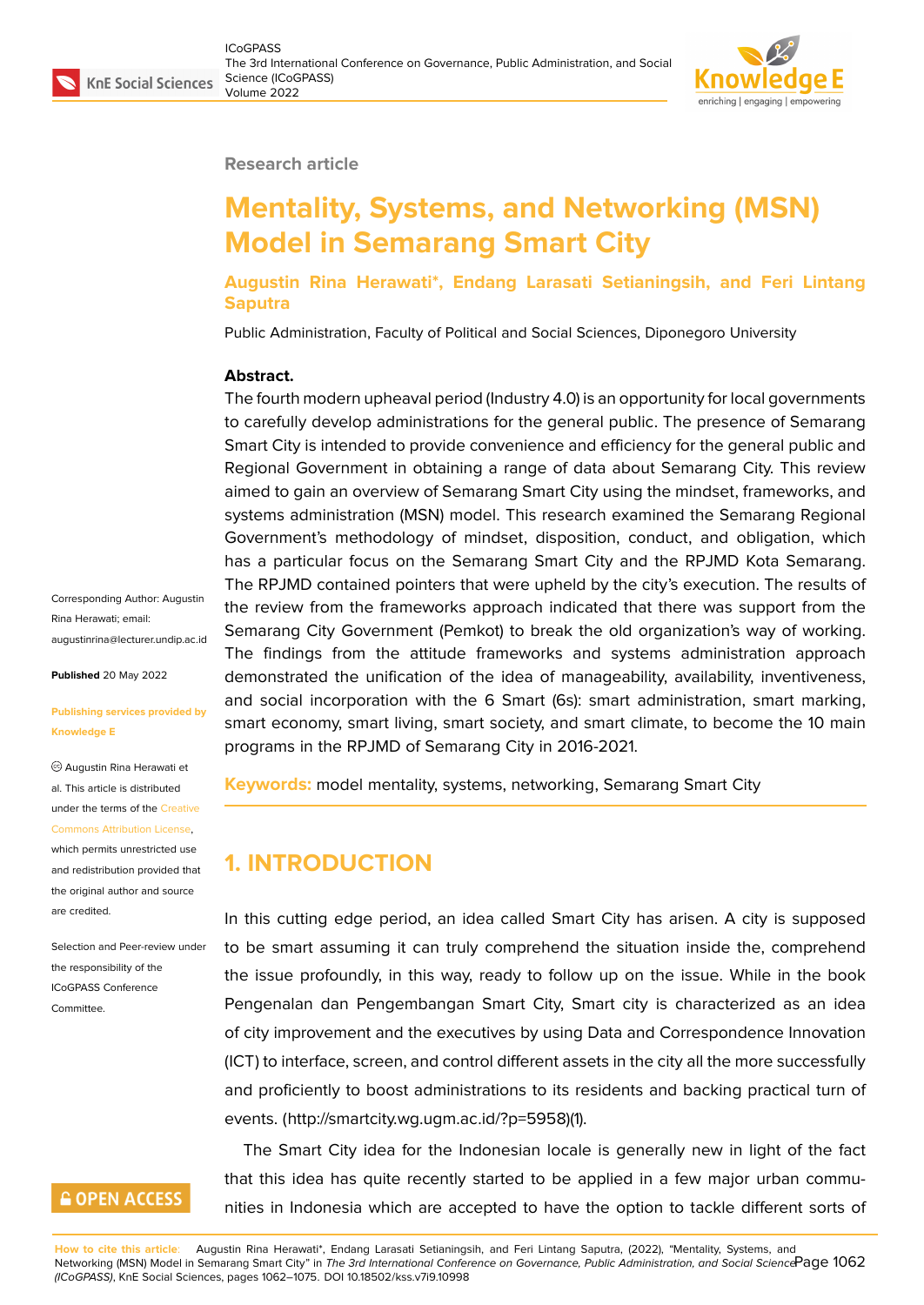Research article

# Mentality, Systems, and Networking (MSN) Model in Semarang Smart City

**Augustin Rina Herawati*, Endang Larasati Setianingsih, and Feri Lintang Saputra**

Public Administration, Faculty of Political and Social Sciences, Diponegoro University

**Abstract.**

The fourth modern upheaval period (Industry 4.0) is an opportunity for local governments to carefully develop administrations for the general public. The presence of Semarang Smart City is intended to provide convenience and efficiency for the general public and Regional Government in obtaining a range of data about Semarang City. This review aimed to gain an overview of Semarang Smart City using the mindset, frameworks, and systems administration (MSN) model. This research examined the Semarang Regional Government's methodology of mindset, disposition, conduct, and obligation, which has a particular focus on the Semarang Smart City and the RPJMD Kota Semarang. The RPJMD contained pointers that were upheld by the city's execution. The results of the review from the frameworks approach indicated that there was support from the Semarang City Government (Pemkot) to break the old organization's way of working. The findings from the attitude frameworks and systems administration approach demonstrated the unification of the idea of manageability, availability, inventiveness, and social incorporation with the 6 Smart (6s): smart administration, smart marking, smart economy, smart living, smart society, and smart climate, to become the 10 main programs in the RPJMD of Semarang City in 2016-2021.

**Keywords:** model mentality, systems, networking, Semarang Smart City

Corresponding Author: Augustin Rina Herawati; email: augustinrina@lecturer.undip.ac.id

**Published** 20 May 2022

**Publishing services provided by Knowledge E**

© Augustin Rina Herawati et al. This article is distributed under the terms of the Creative Commons Attribution License, which permits unrestricted use and redistribution provided that the original author and source are credited.

Selection and Peer-review under the responsibility of the ICoGPASS Conference Committee.

## 1. INTRODUCTION

In this cutting edge period, an idea called Smart City has arisen. A city is supposed to be smart assuming it can truly comprehend the situation inside the, comprehend the issue profoundly, in this way, ready to follow up on the issue. While in the book Pengenalan dan Pengembangan Smart City, Smart city is characterized as an idea of city improvement and the executives by using Data and Correspondence Innovation (ICT) to interface, screen, and control different assets in the city all the more successfully and proficiently to boost administrations to its residents and backing practical turn of events. (http://smartcity.wg.ugm.ac.id/?p=5958)(1).

The Smart City idea for the Indonesian locale is generally new in light of the fact that this idea has quite recently started to be applied in a few major urban communities in Indonesia which are accepted to have the option to tackle different sorts of

**How to cite this article**: Augustin Rina Herawati*, Endang Larasati Setianingsih, and Feri Lintang Saputra, (2022), "Mentality, Systems, and Networking (MSN) Model in Semarang Smart City" in *The 3rd International Conference on Governance, Public Administration, and Social Science (ICoGPASS)*, KnE Social Sciences, pages 1062–1075. DOI 10.18502/kss.v7i9.10998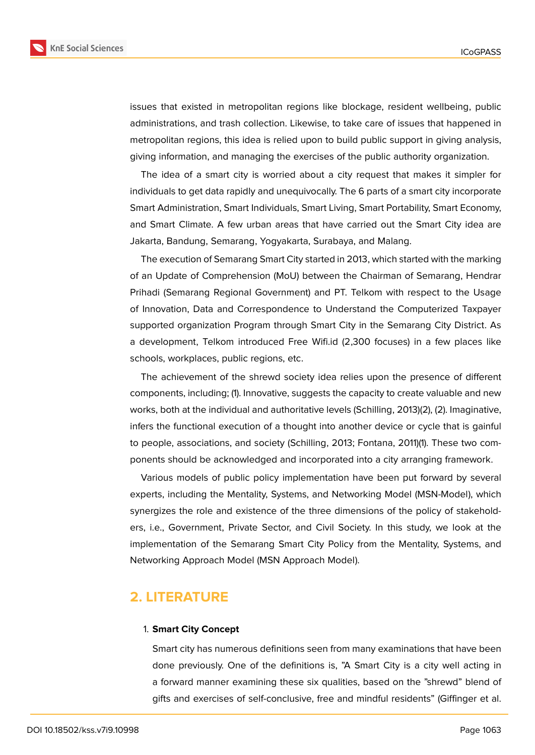issues that existed in metropolitan regions like blockage, resident wellbeing, public administrations, and trash collection. Likewise, to take care of issues that happened in metropolitan regions, this idea is relied upon to build public support in giving analysis, giving information, and managing the exercises of the public authority organization.

The idea of a smart city is worried about a city request that makes it simpler for individuals to get data rapidly and unequivocally. The 6 parts of a smart city incorporate Smart Administration, Smart Individuals, Smart Living, Smart Portability, Smart Economy, and Smart Climate. A few urban areas that have carried out the Smart City idea are Jakarta, Bandung, Semarang, Yogyakarta, Surabaya, and Malang.

The execution of Semarang Smart City started in 2013, which started with the marking of an Update of Comprehension (MoU) between the Chairman of Semarang, Hendrar Prihadi (Semarang Regional Government) and PT. Telkom with respect to the Usage of Innovation, Data and Correspondence to Understand the Computerized Taxpayer supported organization Program through Smart City in the Semarang City District. As a development, Telkom introduced Free Wifi.id (2,300 focuses) in a few places like schools, workplaces, public regions, etc.

The achievement of the shrewd society idea relies upon the presence of different components, including; (1). Innovative, suggests the capacity to create valuable and new works, both at the individual and authoritative levels (Schilling, 2013)(2), (2). Imaginative, infers the functional execution of a thought into another device or cycle that is gainful to people, associations, and society (Schilling, 2013; Fontana, 2011)(1). These two components should be acknowledged and incorporated into a city arranging framework.

Various models of public policy implementation have been put forward by several experts, including the Mentality, Systems, and Networking Model (MSN-Model), which synergizes the role and existence of the three dimensions of the policy of stakeholders, i.e., Government, Private Sector, and Civil Society. In this study, we look at the implementation of the Semarang Smart City Policy from the Mentality, Systems, and Networking Approach Model (MSN Approach Model).

## 2. LITERATURE

1. **Smart City Concept**

   Smart city has numerous definitions seen from many examinations that have been done previously. One of the definitions is, "A Smart City is a city well acting in a forward manner examining these six qualities, based on the "shrewd" blend of gifts and exercises of self-conclusive, free and mindful residents" (Giffinger et al.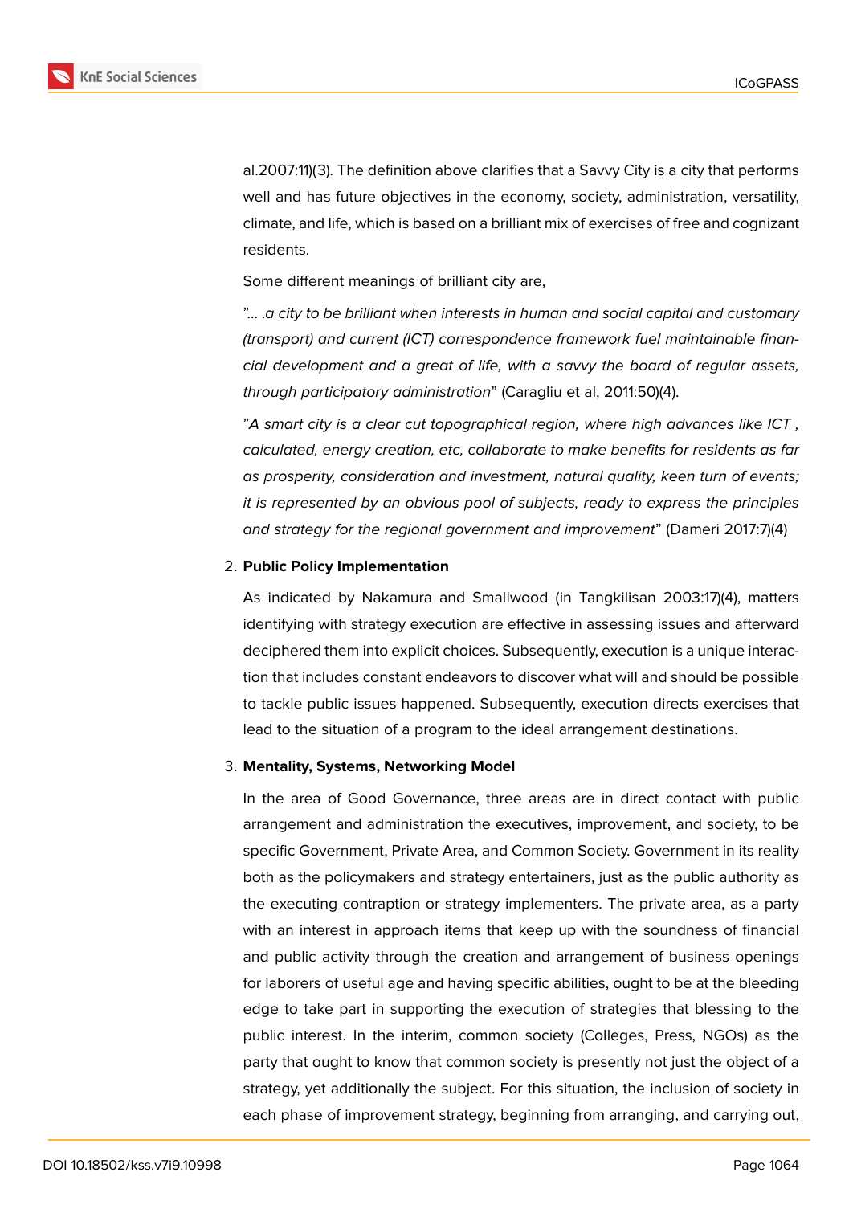al.2007:11)(3). The definition above clarifies that a Savvy City is a city that performs well and has future objectives in the economy, society, administration, versatility, climate, and life, which is based on a brilliant mix of exercises of free and cognizant residents.

Some different meanings of brilliant city are,

"... .*a city to be brilliant when interests in human and social capital and customary (transport) and current (ICT) correspondence framework fuel maintainable financial development and a great of life, with a savvy the board of regular assets, through participatory administration*" (Caragliu et al, 2011:50)(4).

"*A smart city is a clear cut topographical region, where high advances like ICT , calculated, energy creation, etc, collaborate to make benefits for residents as far as prosperity, consideration and investment, natural quality, keen turn of events; it is represented by an obvious pool of subjects, ready to express the principles and strategy for the regional government and improvement*" (Dameri 2017:7)(4)

2. **Public Policy Implementation**

   As indicated by Nakamura and Smallwood (in Tangkilisan 2003:17)(4), matters identifying with strategy execution are effective in assessing issues and afterward deciphered them into explicit choices. Subsequently, execution is a unique interaction that includes constant endeavors to discover what will and should be possible to tackle public issues happened. Subsequently, execution directs exercises that lead to the situation of a program to the ideal arrangement destinations.

3. **Mentality, Systems, Networking Model**

   In the area of Good Governance, three areas are in direct contact with public arrangement and administration the executives, improvement, and society, to be specific Government, Private Area, and Common Society. Government in its reality both as the policymakers and strategy entertainers, just as the public authority as the executing contraption or strategy implementers. The private area, as a party with an interest in approach items that keep up with the soundness of financial and public activity through the creation and arrangement of business openings for laborers of useful age and having specific abilities, ought to be at the bleeding edge to take part in supporting the execution of strategies that blessing to the public interest. In the interim, common society (Colleges, Press, NGOs) as the party that ought to know that common society is presently not just the object of a strategy, yet additionally the subject. For this situation, the inclusion of society in each phase of improvement strategy, beginning from arranging, and carrying out,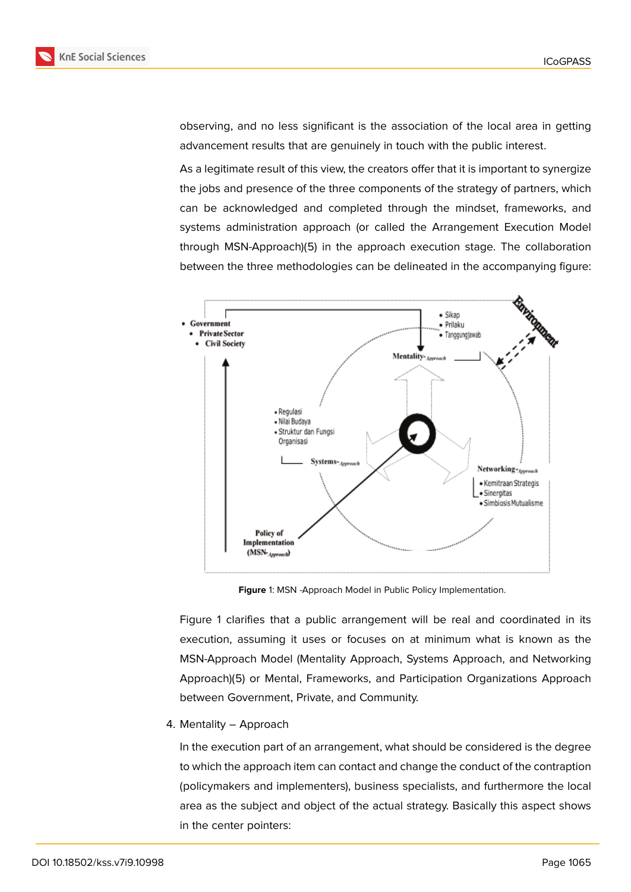observing, and no less significant is the association of the local area in getting advancement results that are genuinely in touch with the public interest.

As a legitimate result of this view, the creators offer that it is important to synergize the jobs and presence of the three components of the strategy of partners, which can be acknowledged and completed through the mindset, frameworks, and systems administration approach (or called the Arrangement Execution Model through MSN-Approach)(5) in the approach execution stage. The collaboration between the three methodologies can be delineated in the accompanying figure:

**Figure** 1: MSN -Approach Model in Public Policy Implementation.

Figure 1 clarifies that a public arrangement will be real and coordinated in its execution, assuming it uses or focuses on at minimum what is known as the MSN-Approach Model (Mentality Approach, Systems Approach, and Networking Approach)(5) or Mental, Frameworks, and Participation Organizations Approach between Government, Private, and Community.

4. Mentality – Approach

In the execution part of an arrangement, what should be considered is the degree to which the approach item can contact and change the conduct of the contraption (policymakers and implementers), business specialists, and furthermore the local area as the subject and object of the actual strategy. Basically this aspect shows in the center pointers: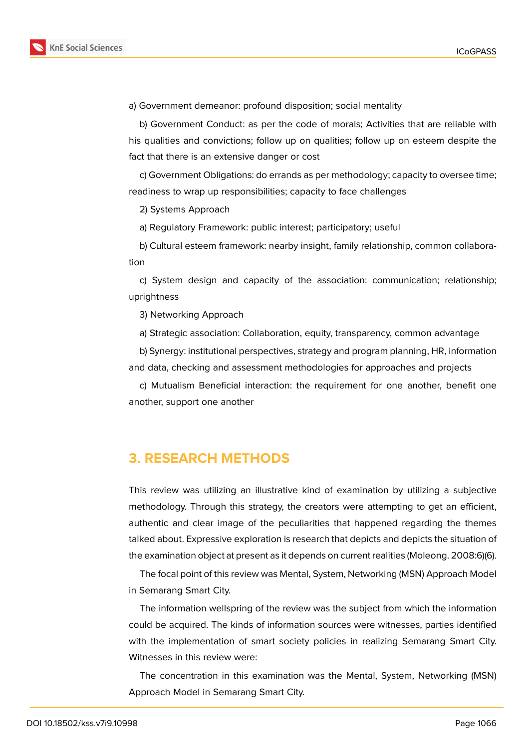a) Government demeanor: profound disposition; social mentality

b) Government Conduct: as per the code of morals; Activities that are reliable with his qualities and convictions; follow up on qualities; follow up on esteem despite the fact that there is an extensive danger or cost

c) Government Obligations: do errands as per methodology; capacity to oversee time; readiness to wrap up responsibilities; capacity to face challenges

2) Systems Approach

a) Regulatory Framework: public interest; participatory; useful

b) Cultural esteem framework: nearby insight, family relationship, common collaboration

c) System design and capacity of the association: communication; relationship; uprightness

3) Networking Approach

a) Strategic association: Collaboration, equity, transparency, common advantage

b) Synergy: institutional perspectives, strategy and program planning, HR, information and data, checking and assessment methodologies for approaches and projects

c) Mutualism Beneficial interaction: the requirement for one another, benefit one another, support one another

## 3. RESEARCH METHODS

This review was utilizing an illustrative kind of examination by utilizing a subjective methodology. Through this strategy, the creators were attempting to get an efficient, authentic and clear image of the peculiarities that happened regarding the themes talked about. Expressive exploration is research that depicts and depicts the situation of the examination object at present as it depends on current realities (Moleong. 2008:6)(6).

The focal point of this review was Mental, System, Networking (MSN) Approach Model in Semarang Smart City.

The information wellspring of the review was the subject from which the information could be acquired. The kinds of information sources were witnesses, parties identified with the implementation of smart society policies in realizing Semarang Smart City. Witnesses in this review were:

The concentration in this examination was the Mental, System, Networking (MSN) Approach Model in Semarang Smart City.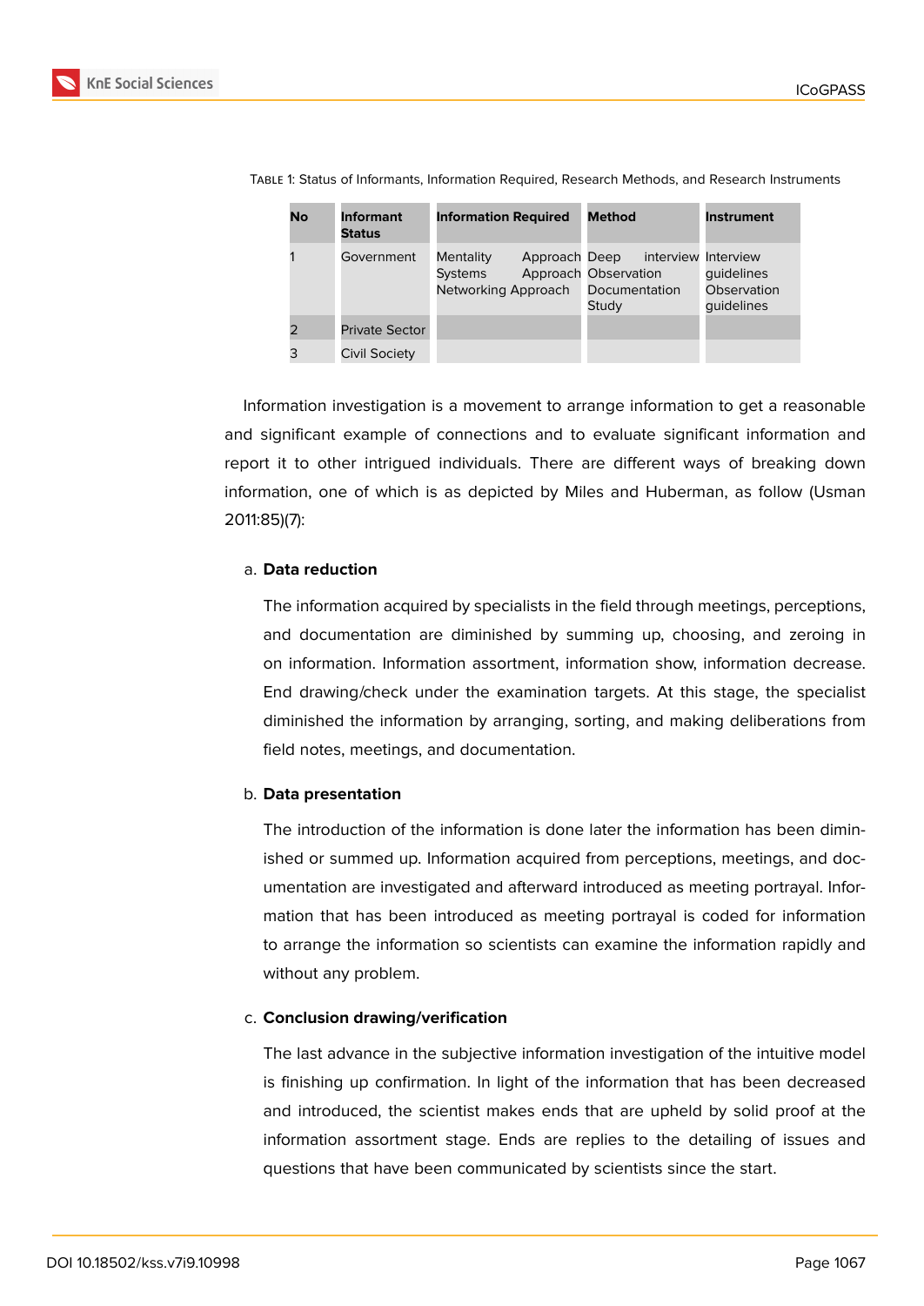Table 1: Status of Informants, Information Required, Research Methods, and Research Instruments

| No | Informant Status | Information Required | Method | Instrument |
|---|---|---|---|---|
| 1 | Government | Mentality Approach Systems Approach Networking Approach | Deep interview Observation Documentation Study | Interview guidelines Observation guidelines |
| 2 | Private Sector | | | |
| 3 | Civil Society | | | |

Information investigation is a movement to arrange information to get a reasonable and significant example of connections and to evaluate significant information and report it to other intrigued individuals. There are different ways of breaking down information, one of which is as depicted by Miles and Huberman, as follow (Usman 2011:85)(7):

a. **Data reduction**

   The information acquired by specialists in the field through meetings, perceptions, and documentation are diminished by summing up, choosing, and zeroing in on information. Information assortment, information show, information decrease. End drawing/check under the examination targets. At this stage, the specialist diminished the information by arranging, sorting, and making deliberations from field notes, meetings, and documentation.

b. **Data presentation**

   The introduction of the information is done later the information has been diminished or summed up. Information acquired from perceptions, meetings, and documentation are investigated and afterward introduced as meeting portrayal. Information that has been introduced as meeting portrayal is coded for information to arrange the information so scientists can examine the information rapidly and without any problem.

c. **Conclusion drawing/verification**

   The last advance in the subjective information investigation of the intuitive model is finishing up confirmation. In light of the information that has been decreased and introduced, the scientist makes ends that are upheld by solid proof at the information assortment stage. Ends are replies to the detailing of issues and questions that have been communicated by scientists since the start.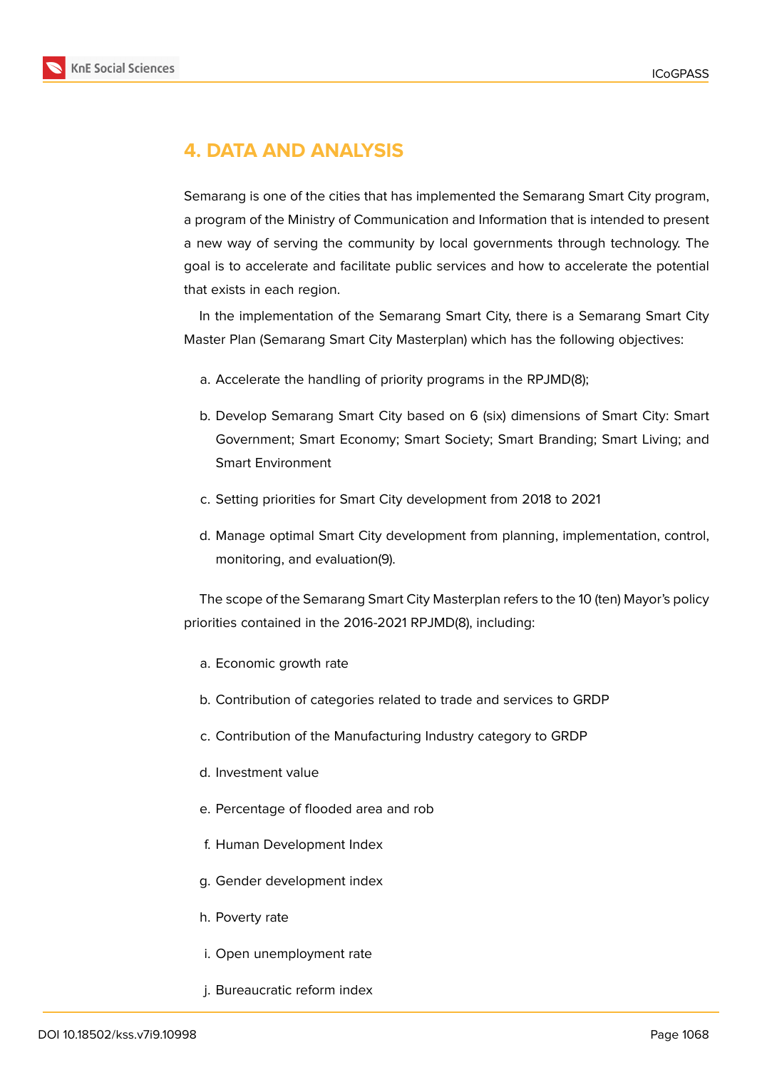## 4. DATA AND ANALYSIS

Semarang is one of the cities that has implemented the Semarang Smart City program, a program of the Ministry of Communication and Information that is intended to present a new way of serving the community by local governments through technology. The goal is to accelerate and facilitate public services and how to accelerate the potential that exists in each region.

In the implementation of the Semarang Smart City, there is a Semarang Smart City Master Plan (Semarang Smart City Masterplan) which has the following objectives:

a. Accelerate the handling of priority programs in the RPJMD(8);

b. Develop Semarang Smart City based on 6 (six) dimensions of Smart City: Smart Government; Smart Economy; Smart Society; Smart Branding; Smart Living; and Smart Environment

c. Setting priorities for Smart City development from 2018 to 2021

d. Manage optimal Smart City development from planning, implementation, control, monitoring, and evaluation(9).

The scope of the Semarang Smart City Masterplan refers to the 10 (ten) Mayor's policy priorities contained in the 2016-2021 RPJMD(8), including:

a. Economic growth rate

b. Contribution of categories related to trade and services to GRDP

c. Contribution of the Manufacturing Industry category to GRDP

d. Investment value

e. Percentage of flooded area and rob

f. Human Development Index

g. Gender development index

h. Poverty rate

i. Open unemployment rate

j. Bureaucratic reform index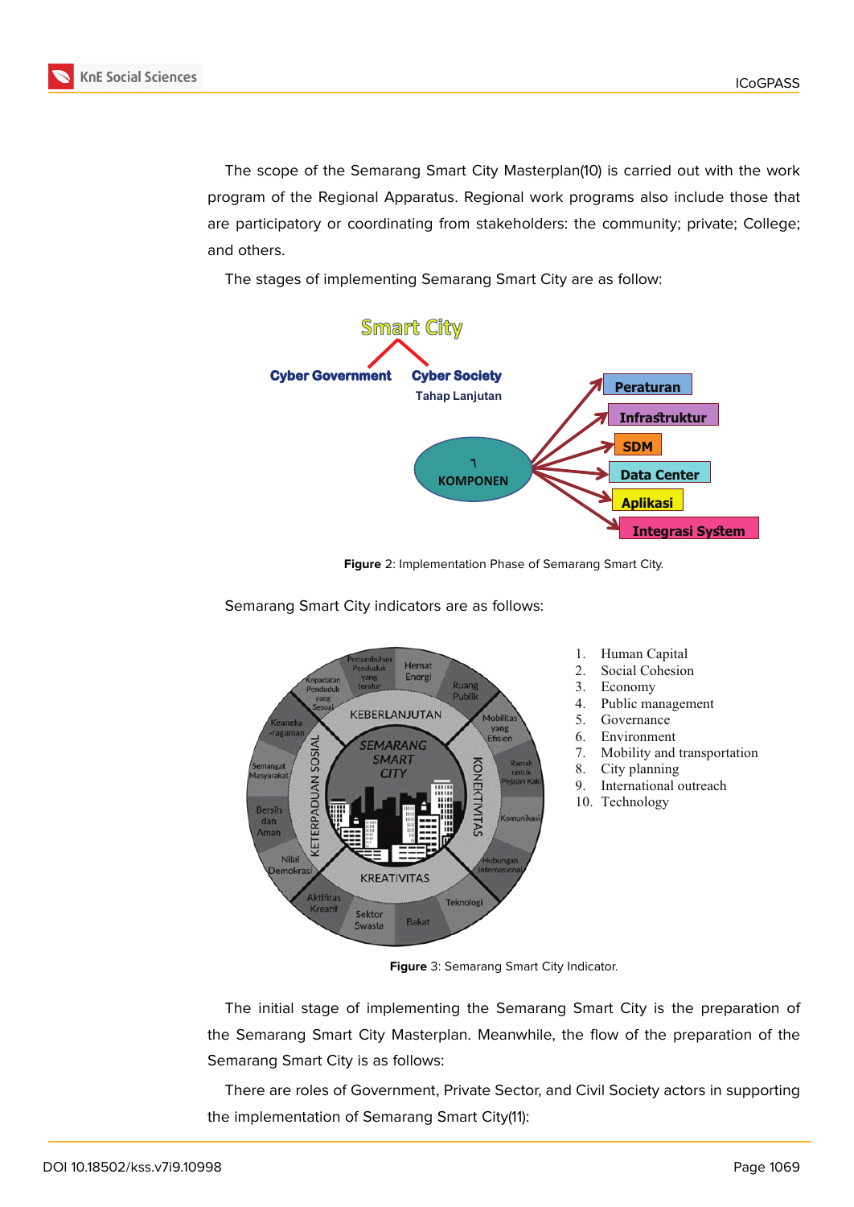The scope of the Semarang Smart City Masterplan(10) is carried out with the work program of the Regional Apparatus. Regional work programs also include those that are participatory or coordinating from stakeholders: the community; private; College; and others.

The stages of implementing Semarang Smart City are as follow:

**Figure** 2: Implementation Phase of Semarang Smart City.

Semarang Smart City indicators are as follows:

1. Human Capital
2. Social Cohesion
3. Economy
4. Public management
5. Governance
6. Environment
7. Mobility and transportation
8. City planning
9. International outreach
10. Technology

**Figure** 3: Semarang Smart City Indicator.

The initial stage of implementing the Semarang Smart City is the preparation of the Semarang Smart City Masterplan. Meanwhile, the flow of the preparation of the Semarang Smart City is as follows:

There are roles of Government, Private Sector, and Civil Society actors in supporting the implementation of Semarang Smart City(11):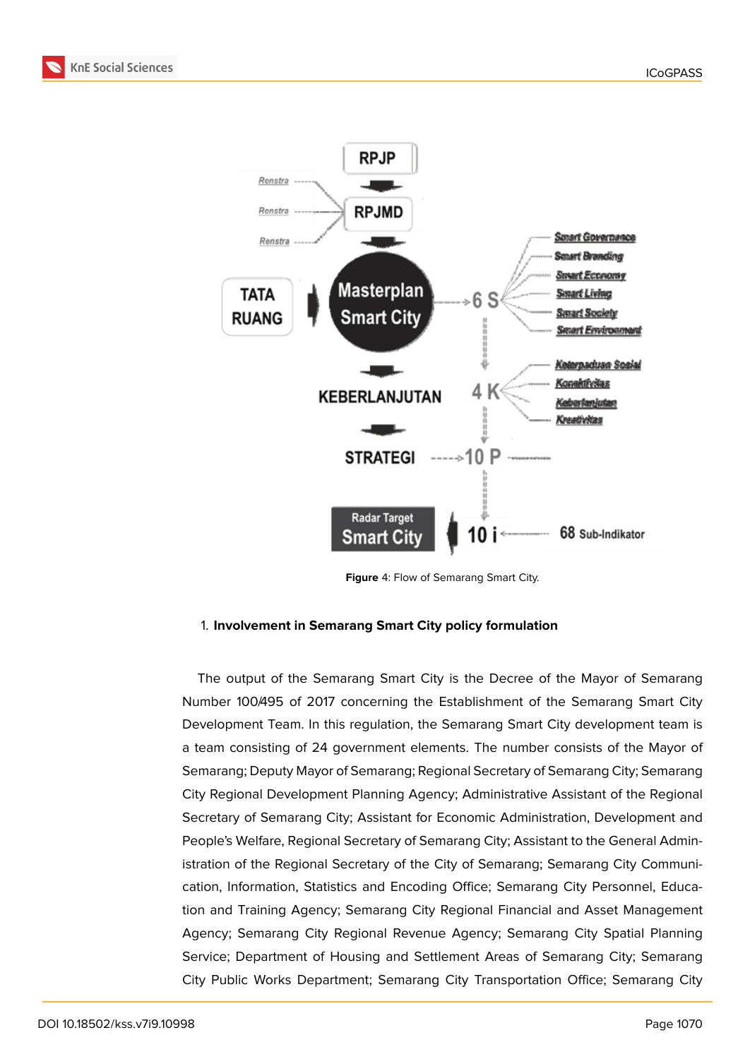Figure 4: Flow of Semarang Smart City.

1. **Involvement in Semarang Smart City policy formulation**

The output of the Semarang Smart City is the Decree of the Mayor of Semarang Number 100/495 of 2017 concerning the Establishment of the Semarang Smart City Development Team. In this regulation, the Semarang Smart City development team is a team consisting of 24 government elements. The number consists of the Mayor of Semarang; Deputy Mayor of Semarang; Regional Secretary of Semarang City; Semarang City Regional Development Planning Agency; Administrative Assistant of the Regional Secretary of Semarang City; Assistant for Economic Administration, Development and People's Welfare, Regional Secretary of Semarang City; Assistant to the General Administration of the Regional Secretary of the City of Semarang; Semarang City Communication, Information, Statistics and Encoding Office; Semarang City Personnel, Education and Training Agency; Semarang City Regional Financial and Asset Management Agency; Semarang City Regional Revenue Agency; Semarang City Spatial Planning Service; Department of Housing and Settlement Areas of Semarang City; Semarang City Public Works Department; Semarang City Transportation Office; Semarang City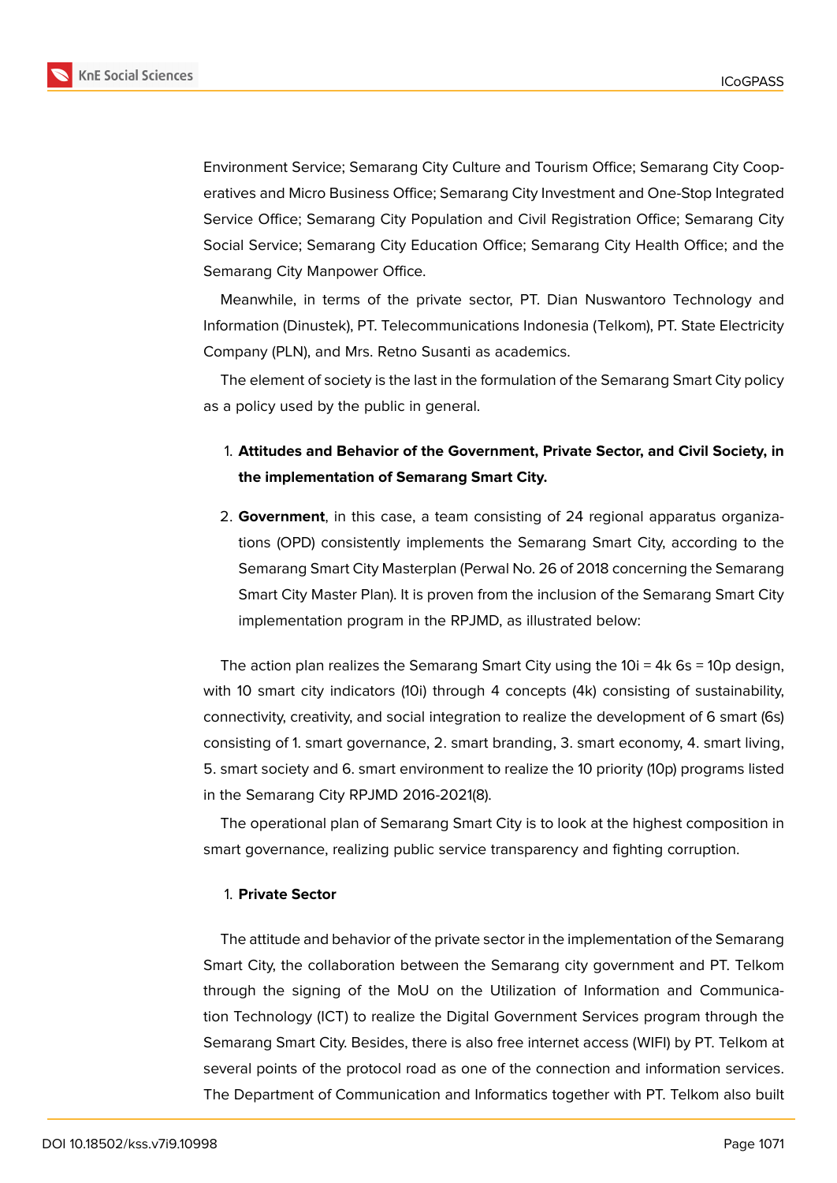Environment Service; Semarang City Culture and Tourism Office; Semarang City Cooperatives and Micro Business Office; Semarang City Investment and One-Stop Integrated Service Office; Semarang City Population and Civil Registration Office; Semarang City Social Service; Semarang City Education Office; Semarang City Health Office; and the Semarang City Manpower Office.

Meanwhile, in terms of the private sector, PT. Dian Nuswantoro Technology and Information (Dinustek), PT. Telecommunications Indonesia (Telkom), PT. State Electricity Company (PLN), and Mrs. Retno Susanti as academics.

The element of society is the last in the formulation of the Semarang Smart City policy as a policy used by the public in general.

1. **Attitudes and Behavior of the Government, Private Sector, and Civil Society, in the implementation of Semarang Smart City.**

2. **Government**, in this case, a team consisting of 24 regional apparatus organizations (OPD) consistently implements the Semarang Smart City, according to the Semarang Smart City Masterplan (Perwal No. 26 of 2018 concerning the Semarang Smart City Master Plan). It is proven from the inclusion of the Semarang Smart City implementation program in the RPJMD, as illustrated below:

The action plan realizes the Semarang Smart City using the 10i = 4k 6s = 10p design, with 10 smart city indicators (10i) through 4 concepts (4k) consisting of sustainability, connectivity, creativity, and social integration to realize the development of 6 smart (6s) consisting of 1. smart governance, 2. smart branding, 3. smart economy, 4. smart living, 5. smart society and 6. smart environment to realize the 10 priority (10p) programs listed in the Semarang City RPJMD 2016-2021(8).

The operational plan of Semarang Smart City is to look at the highest composition in smart governance, realizing public service transparency and fighting corruption.

1. **Private Sector**

The attitude and behavior of the private sector in the implementation of the Semarang Smart City, the collaboration between the Semarang city government and PT. Telkom through the signing of the MoU on the Utilization of Information and Communication Technology (ICT) to realize the Digital Government Services program through the Semarang Smart City. Besides, there is also free internet access (WIFI) by PT. Telkom at several points of the protocol road as one of the connection and information services. The Department of Communication and Informatics together with PT. Telkom also built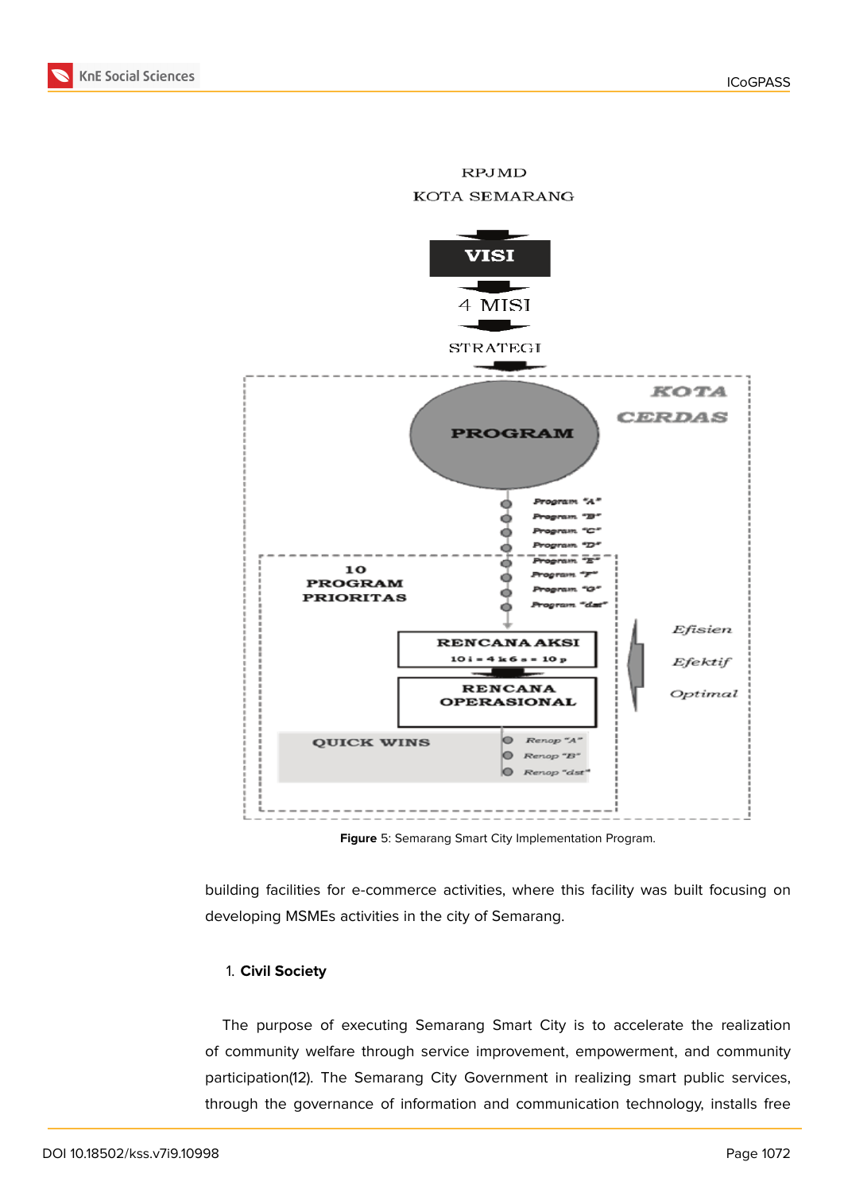RPJMD
KOTA SEMARANG

VISI

4 MISI

STRATEGI

PROGRAM

KOTA CERDAS

Program "A"
Program "B"
Program "C"
Program "D"
Program "E"
Program "F"
Program "G"
Program "dst"

10 PROGRAM PRIORITAS

RENCANA AKSI
10 i = 4 k 6 s = 10 p

RENCANA OPERASIONAL

Efisien
Efektif
Optimal

QUICK WINS

Renop "A"
Renop "B"
Renop "dst"

**Figure** 5: Semarang Smart City Implementation Program.

building facilities for e-commerce activities, where this facility was built focusing on developing MSMEs activities in the city of Semarang.

1. **Civil Society**

The purpose of executing Semarang Smart City is to accelerate the realization of community welfare through service improvement, empowerment, and community participation(12). The Semarang City Government in realizing smart public services, through the governance of information and communication technology, installs free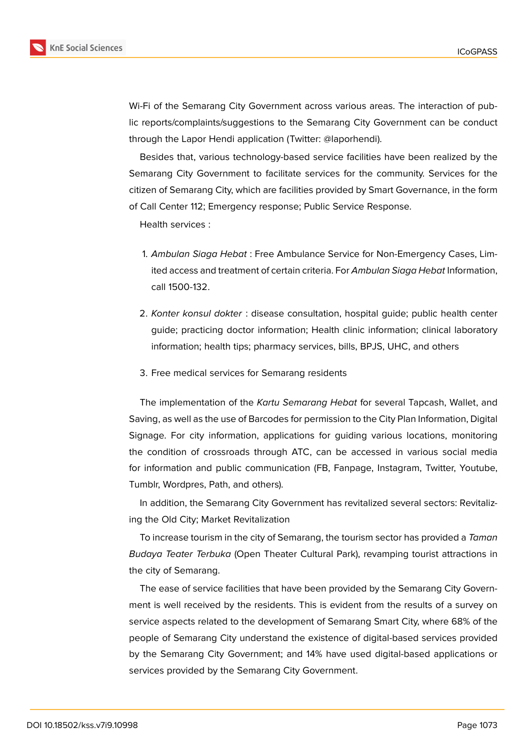Wi-Fi of the Semarang City Government across various areas. The interaction of public reports/complaints/suggestions to the Semarang City Government can be conduct through the Lapor Hendi application (Twitter: @laporhendi).

Besides that, various technology-based service facilities have been realized by the Semarang City Government to facilitate services for the community. Services for the citizen of Semarang City, which are facilities provided by Smart Governance, in the form of Call Center 112; Emergency response; Public Service Response.

Health services :

1. *Ambulan Siaga Hebat* : Free Ambulance Service for Non-Emergency Cases, Limited access and treatment of certain criteria. For *Ambulan Siaga Hebat* Information, call 1500-132.
2. *Konter konsul dokter* : disease consultation, hospital guide; public health center guide; practicing doctor information; Health clinic information; clinical laboratory information; health tips; pharmacy services, bills, BPJS, UHC, and others
3. Free medical services for Semarang residents

The implementation of the *Kartu Semarang Hebat* for several Tapcash, Wallet, and Saving, as well as the use of Barcodes for permission to the City Plan Information, Digital Signage. For city information, applications for guiding various locations, monitoring the condition of crossroads through ATC, can be accessed in various social media for information and public communication (FB, Fanpage, Instagram, Twitter, Youtube, Tumblr, Wordpres, Path, and others).

In addition, the Semarang City Government has revitalized several sectors: Revitalizing the Old City; Market Revitalization

To increase tourism in the city of Semarang, the tourism sector has provided a *Taman Budaya Teater Terbuka* (Open Theater Cultural Park), revamping tourist attractions in the city of Semarang.

The ease of service facilities that have been provided by the Semarang City Government is well received by the residents. This is evident from the results of a survey on service aspects related to the development of Semarang Smart City, where 68% of the people of Semarang City understand the existence of digital-based services provided by the Semarang City Government; and 14% have used digital-based applications or services provided by the Semarang City Government.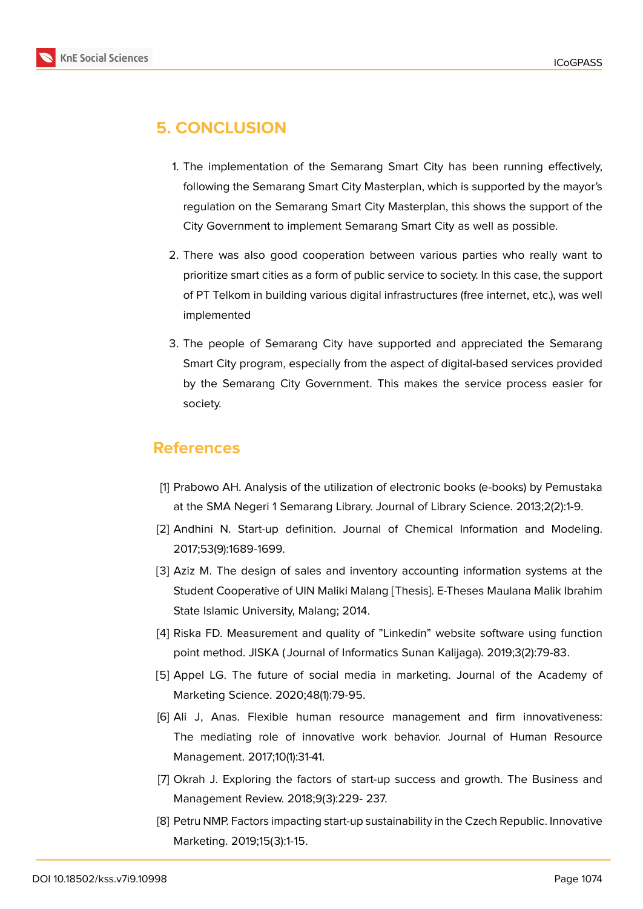## 5. CONCLUSION

1. The implementation of the Semarang Smart City has been running effectively, following the Semarang Smart City Masterplan, which is supported by the mayor's regulation on the Semarang Smart City Masterplan, this shows the support of the City Government to implement Semarang Smart City as well as possible.
2. There was also good cooperation between various parties who really want to prioritize smart cities as a form of public service to society. In this case, the support of PT Telkom in building various digital infrastructures (free internet, etc.), was well implemented
3. The people of Semarang City have supported and appreciated the Semarang Smart City program, especially from the aspect of digital-based services provided by the Semarang City Government. This makes the service process easier for society.

## References

[1] Prabowo AH. Analysis of the utilization of electronic books (e-books) by Pemustaka at the SMA Negeri 1 Semarang Library. Journal of Library Science. 2013;2(2):1-9.

[2] Andhini N. Start-up definition. Journal of Chemical Information and Modeling. 2017;53(9):1689-1699.

[3] Aziz M. The design of sales and inventory accounting information systems at the Student Cooperative of UIN Maliki Malang [Thesis]. E-Theses Maulana Malik Ibrahim State Islamic University, Malang; 2014.

[4] Riska FD. Measurement and quality of "Linkedin" website software using function point method. JISKA ( Journal of Informatics Sunan Kalijaga). 2019;3(2):79-83.

[5] Appel LG. The future of social media in marketing. Journal of the Academy of Marketing Science. 2020;48(1):79-95.

[6] Ali J, Anas. Flexible human resource management and firm innovativeness: The mediating role of innovative work behavior. Journal of Human Resource Management. 2017;10(1):31-41.

[7] Okrah J. Exploring the factors of start-up success and growth. The Business and Management Review. 2018;9(3):229- 237.

[8] Petru NMP. Factors impacting start-up sustainability in the Czech Republic. Innovative Marketing. 2019;15(3):1-15.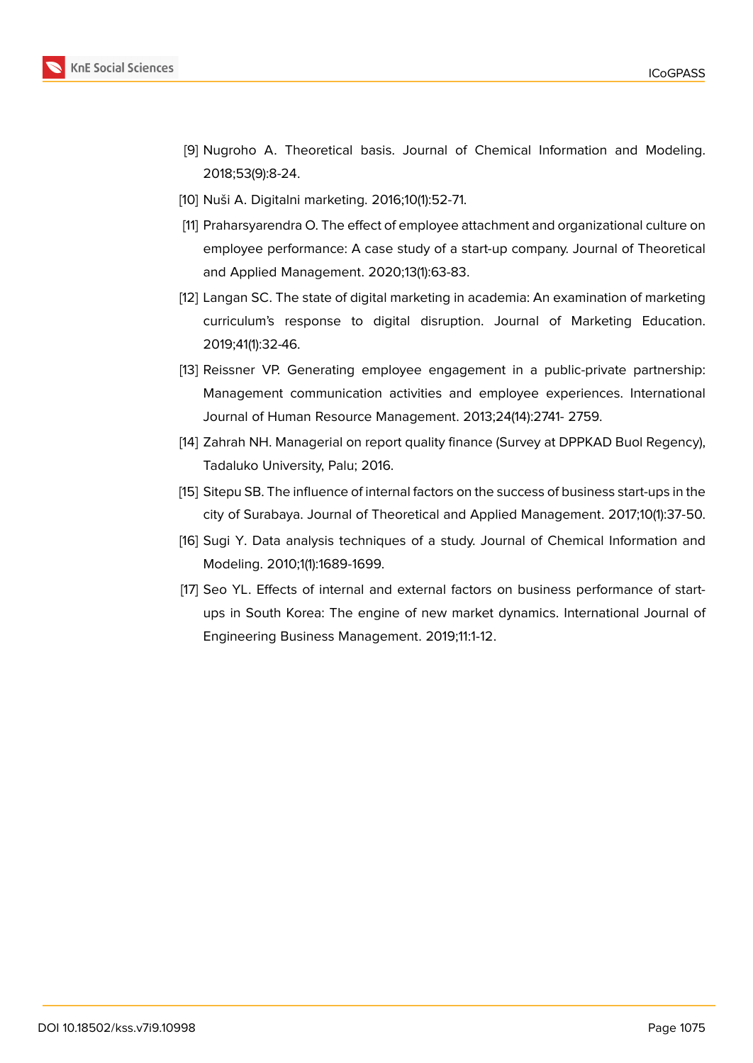[9] Nugroho A. Theoretical basis. Journal of Chemical Information and Modeling. 2018;53(9):8-24.

[10] Nuši A. Digitalni marketing. 2016;10(1):52-71.

[11] Praharsyarendra O. The effect of employee attachment and organizational culture on employee performance: A case study of a start-up company. Journal of Theoretical and Applied Management. 2020;13(1):63-83.

[12] Langan SC. The state of digital marketing in academia: An examination of marketing curriculum's response to digital disruption. Journal of Marketing Education. 2019;41(1):32-46.

[13] Reissner VP. Generating employee engagement in a public-private partnership: Management communication activities and employee experiences. International Journal of Human Resource Management. 2013;24(14):2741- 2759.

[14] Zahrah NH. Managerial on report quality finance (Survey at DPPKAD Buol Regency), Tadaluko University, Palu; 2016.

[15] Sitepu SB. The influence of internal factors on the success of business start-ups in the city of Surabaya. Journal of Theoretical and Applied Management. 2017;10(1):37-50.

[16] Sugi Y. Data analysis techniques of a study. Journal of Chemical Information and Modeling. 2010;1(1):1689-1699.

[17] Seo YL. Effects of internal and external factors on business performance of start-ups in South Korea: The engine of new market dynamics. International Journal of Engineering Business Management. 2019;11:1-12.